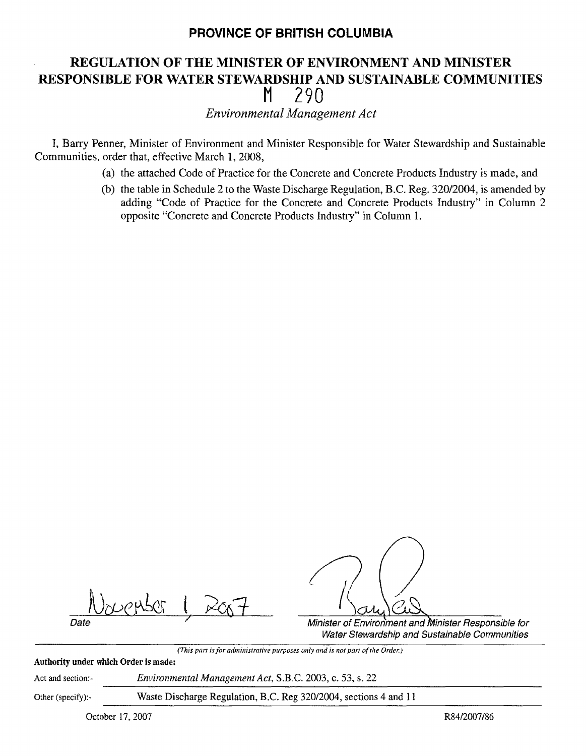**PROVINCE OF BRITISH COLUMBIA**

# REGULATION OF THE MINISTER OF ENVIRONMENT AND MINISTER RESPONSIBLE FOR WATER STEWARDSHIP AND SUSTAINABLE COMMUNITIES

M 290

*Environmental Management Act*

I, Barry Penner, Minister of Environment and Minister Responsible for Water Stewardship and Sustainable Communities, order that, effective March 1, 2008,

(a) the attached Code of Practice for the Concrete and Concrete Products Industry is made, and

(b) the table in Schedule 2 to the Waste Discharge Regulation, B.C. Reg. 320/2004, is amended by adding "Code of Practice for the Concrete and Concrete Products Industry" in Column 2 opposite "Concrete and Concrete Products Industry" in Column 1.

November 1, 2007

*Date*

*Minister of Environment and Minister Responsible for Water Stewardship and Sustainable Communities*

*(This part is for administrative purposes only and is not part of the Order.)*

**Authority under which Order is made:**

Act and section:- *Environmental Management Act*, S.B.C. 2003, c. 53, s. 22

Other (specify):- Waste Discharge Regulation, B.C. Reg 320/2004, sections 4 and 11

October 17, 2007 R84/2007/86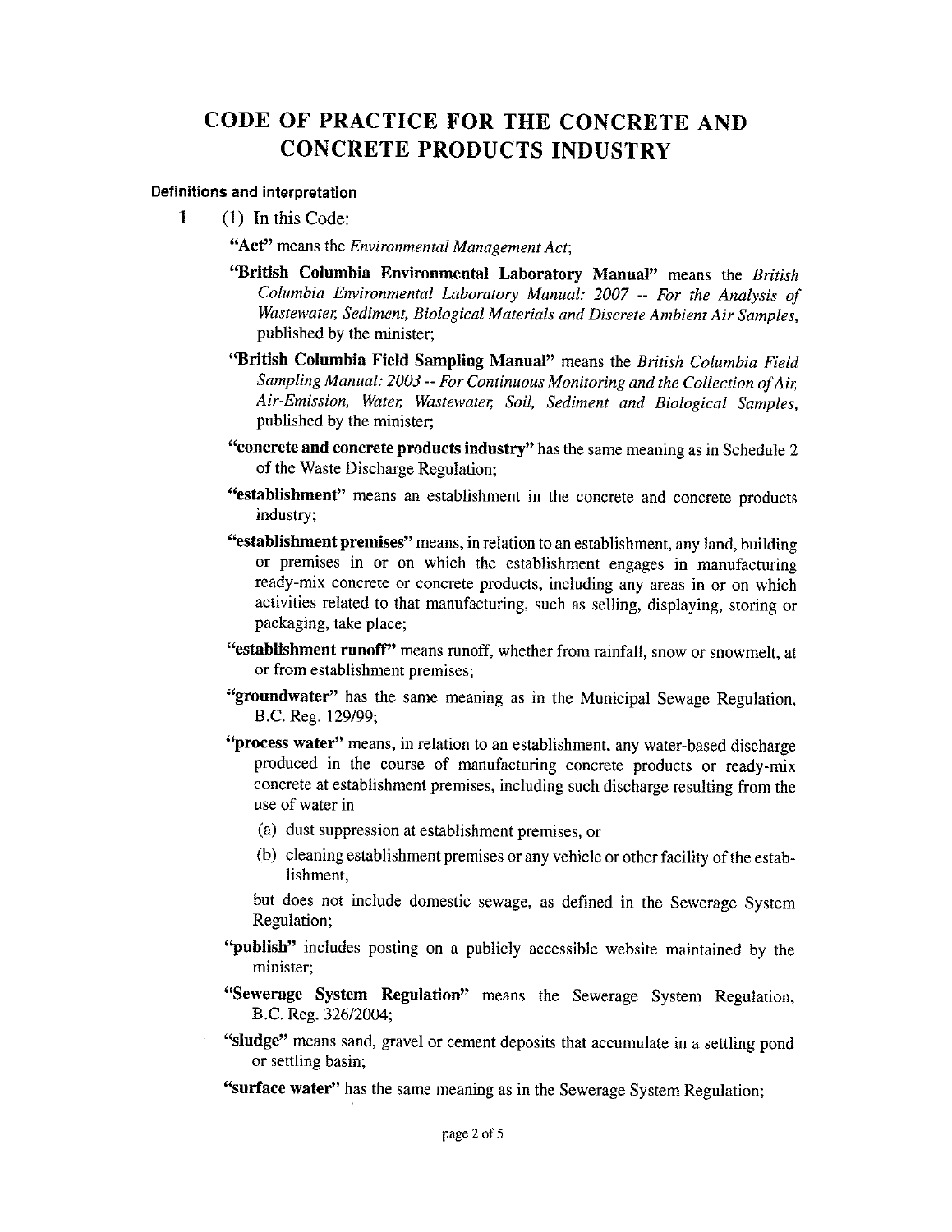# CODE OF PRACTICE FOR THE CONCRETE AND CONCRETE PRODUCTS INDUSTRY

### Definitions and interpretation

**1** (1) In this Code:

**"Act"** means the *Environmental Management Act*;

**"British Columbia Environmental Laboratory Manual"** means the *British Columbia Environmental Laboratory Manual: 2007 -- For the Analysis of Wastewater, Sediment, Biological Materials and Discrete Ambient Air Samples*, published by the minister;

**"British Columbia Field Sampling Manual"** means the *British Columbia Field Sampling Manual: 2003 -- For Continuous Monitoring and the Collection of Air, Air-Emission, Water, Wastewater, Soil, Sediment and Biological Samples*, published by the minister;

**"concrete and concrete products industry"** has the same meaning as in Schedule 2 of the Waste Discharge Regulation;

**"establishment"** means an establishment in the concrete and concrete products industry;

**"establishment premises"** means, in relation to an establishment, any land, building or premises in or on which the establishment engages in manufacturing ready-mix concrete or concrete products, including any areas in or on which activities related to that manufacturing, such as selling, displaying, storing or packaging, take place;

**"establishment runoff"** means runoff, whether from rainfall, snow or snowmelt, at or from establishment premises;

**"groundwater"** has the same meaning as in the Municipal Sewage Regulation, B.C. Reg. 129/99;

**"process water"** means, in relation to an establishment, any water-based discharge produced in the course of manufacturing concrete products or ready-mix concrete at establishment premises, including such discharge resulting from the use of water in

(a) dust suppression at establishment premises, or

(b) cleaning establishment premises or any vehicle or other facility of the establishment,

but does not include domestic sewage, as defined in the Sewerage System Regulation;

**"publish"** includes posting on a publicly accessible website maintained by the minister;

**"Sewerage System Regulation"** means the Sewerage System Regulation, B.C. Reg. 326/2004;

**"sludge"** means sand, gravel or cement deposits that accumulate in a settling pond or settling basin;

**"surface water"** has the same meaning as in the Sewerage System Regulation;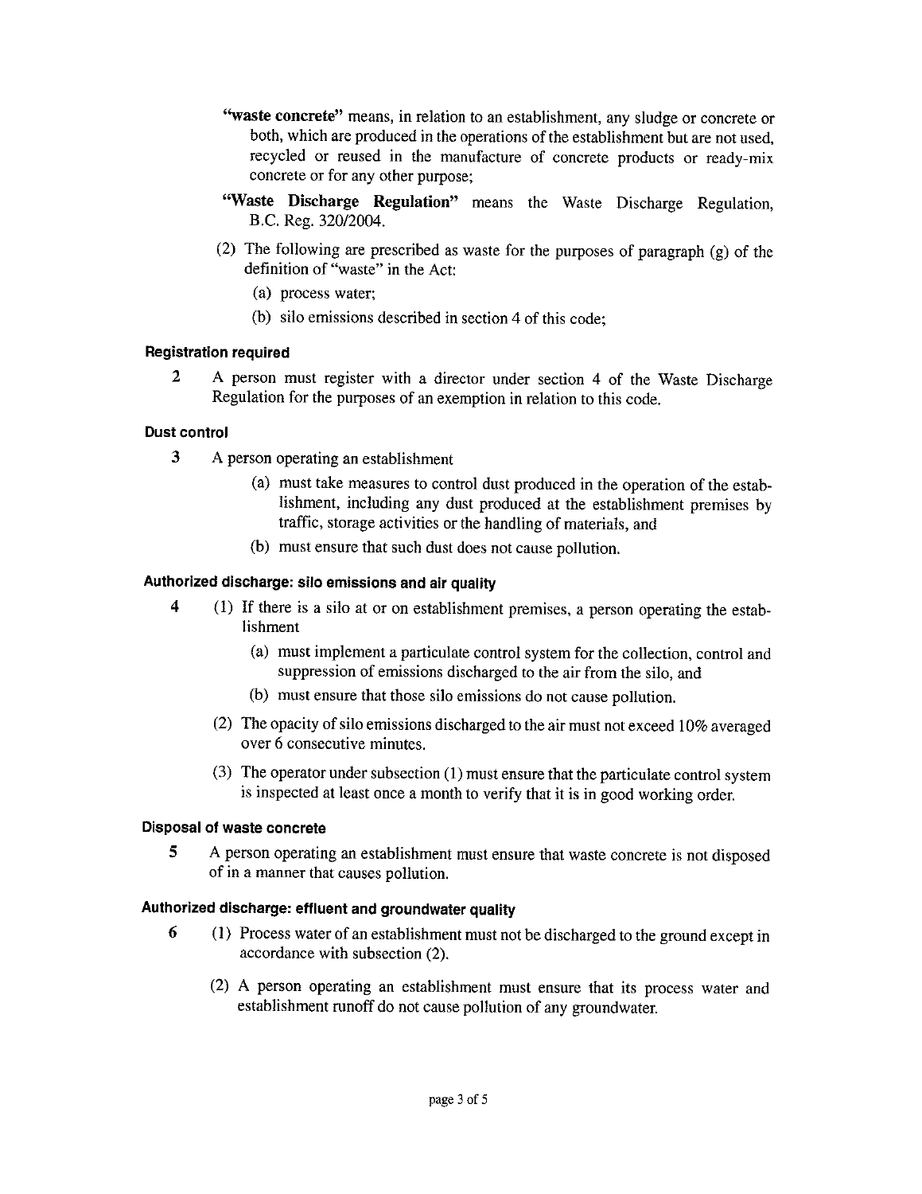"**waste concrete**" means, in relation to an establishment, any sludge or concrete or both, which are produced in the operations of the establishment but are not used, recycled or reused in the manufacture of concrete products or ready-mix concrete or for any other purpose;

"**Waste Discharge Regulation**" means the Waste Discharge Regulation, B.C. Reg. 320/2004.

(2) The following are prescribed as waste for the purposes of paragraph (g) of the definition of "waste" in the Act:

(a) process water;

(b) silo emissions described in section 4 of this code;

#### Registration required

**2** A person must register with a director under section 4 of the Waste Discharge Regulation for the purposes of an exemption in relation to this code.

#### Dust control

**3** A person operating an establishment

(a) must take measures to control dust produced in the operation of the establishment, including any dust produced at the establishment premises by traffic, storage activities or the handling of materials, and

(b) must ensure that such dust does not cause pollution.

#### Authorized discharge: silo emissions and air quality

**4** (1) If there is a silo at or on establishment premises, a person operating the establishment

(a) must implement a particulate control system for the collection, control and suppression of emissions discharged to the air from the silo, and

(b) must ensure that those silo emissions do not cause pollution.

(2) The opacity of silo emissions discharged to the air must not exceed 10% averaged over 6 consecutive minutes.

(3) The operator under subsection (1) must ensure that the particulate control system is inspected at least once a month to verify that it is in good working order.

#### Disposal of waste concrete

**5** A person operating an establishment must ensure that waste concrete is not disposed of in a manner that causes pollution.

#### Authorized discharge: effluent and groundwater quality

**6** (1) Process water of an establishment must not be discharged to the ground except in accordance with subsection (2).

(2) A person operating an establishment must ensure that its process water and establishment runoff do not cause pollution of any groundwater.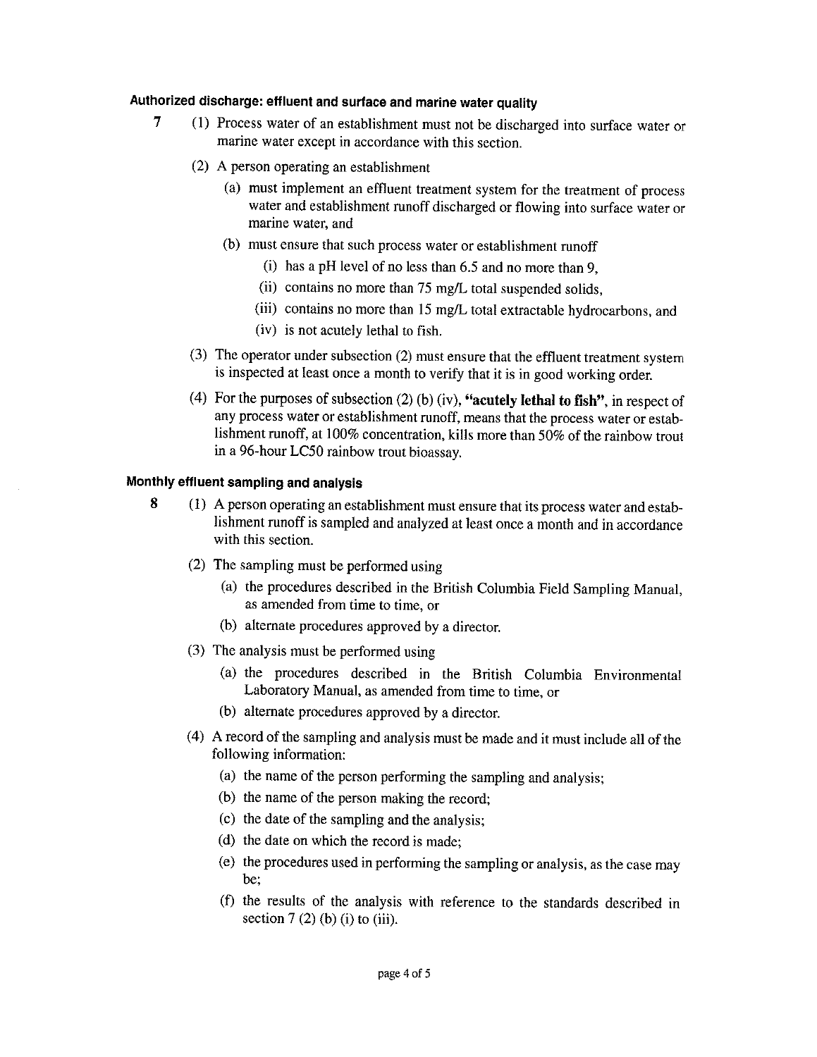### Authorized discharge: effluent and surface and marine water quality

**7** (1) Process water of an establishment must not be discharged into surface water or marine water except in accordance with this section.

(2) A person operating an establishment

(a) must implement an effluent treatment system for the treatment of process water and establishment runoff discharged or flowing into surface water or marine water, and

(b) must ensure that such process water or establishment runoff

(i) has a pH level of no less than 6.5 and no more than 9,

(ii) contains no more than 75 mg/L total suspended solids,

(iii) contains no more than 15 mg/L total extractable hydrocarbons, and

(iv) is not acutely lethal to fish.

(3) The operator under subsection (2) must ensure that the effluent treatment system is inspected at least once a month to verify that it is in good working order.

(4) For the purposes of subsection (2) (b) (iv), **"acutely lethal to fish"**, in respect of any process water or establishment runoff, means that the process water or establishment runoff, at 100% concentration, kills more than 50% of the rainbow trout in a 96-hour LC50 rainbow trout bioassay.

### Monthly effluent sampling and analysis

**8** (1) A person operating an establishment must ensure that its process water and establishment runoff is sampled and analyzed at least once a month and in accordance with this section.

(2) The sampling must be performed using

(a) the procedures described in the British Columbia Field Sampling Manual, as amended from time to time, or

(b) alternate procedures approved by a director.

(3) The analysis must be performed using

(a) the procedures described in the British Columbia Environmental Laboratory Manual, as amended from time to time, or

(b) alternate procedures approved by a director.

(4) A record of the sampling and analysis must be made and it must include all of the following information:

(a) the name of the person performing the sampling and analysis;

(b) the name of the person making the record;

(c) the date of the sampling and the analysis;

(d) the date on which the record is made;

(e) the procedures used in performing the sampling or analysis, as the case may be;

(f) the results of the analysis with reference to the standards described in section 7 (2) (b) (i) to (iii).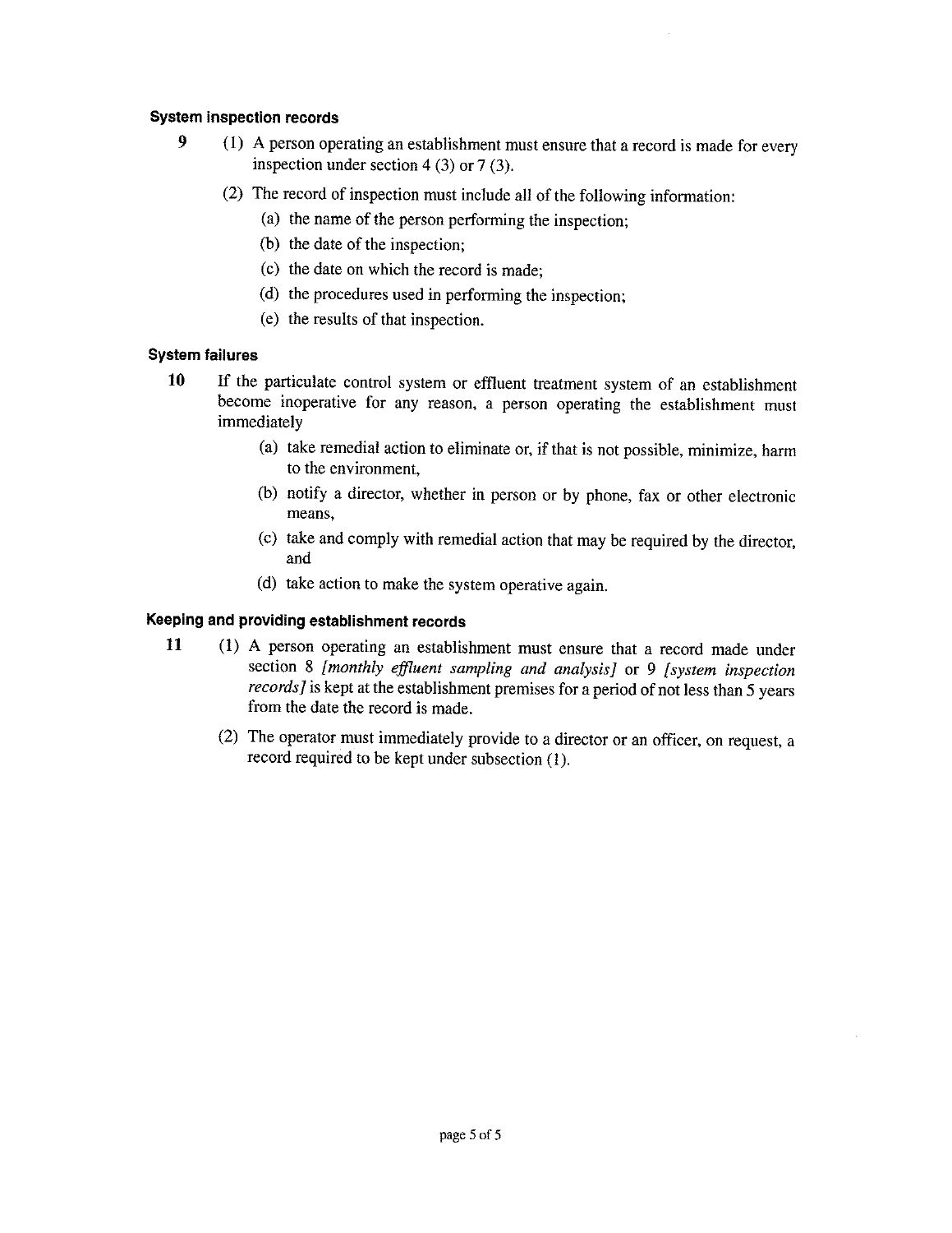### System inspection records

**9** (1) A person operating an establishment must ensure that a record is made for every inspection under section 4 (3) or 7 (3).

(2) The record of inspection must include all of the following information:

(a) the name of the person performing the inspection;

(b) the date of the inspection;

(c) the date on which the record is made;

(d) the procedures used in performing the inspection;

(e) the results of that inspection.

### System failures

**10** If the particulate control system or effluent treatment system of an establishment become inoperative for any reason, a person operating the establishment must immediately

(a) take remedial action to eliminate or, if that is not possible, minimize, harm to the environment,

(b) notify a director, whether in person or by phone, fax or other electronic means,

(c) take and comply with remedial action that may be required by the director, and

(d) take action to make the system operative again.

### Keeping and providing establishment records

**11** (1) A person operating an establishment must ensure that a record made under section 8 *[monthly effluent sampling and analysis]* or 9 *[system inspection records]* is kept at the establishment premises for a period of not less than 5 years from the date the record is made.

(2) The operator must immediately provide to a director or an officer, on request, a record required to be kept under subsection (1).